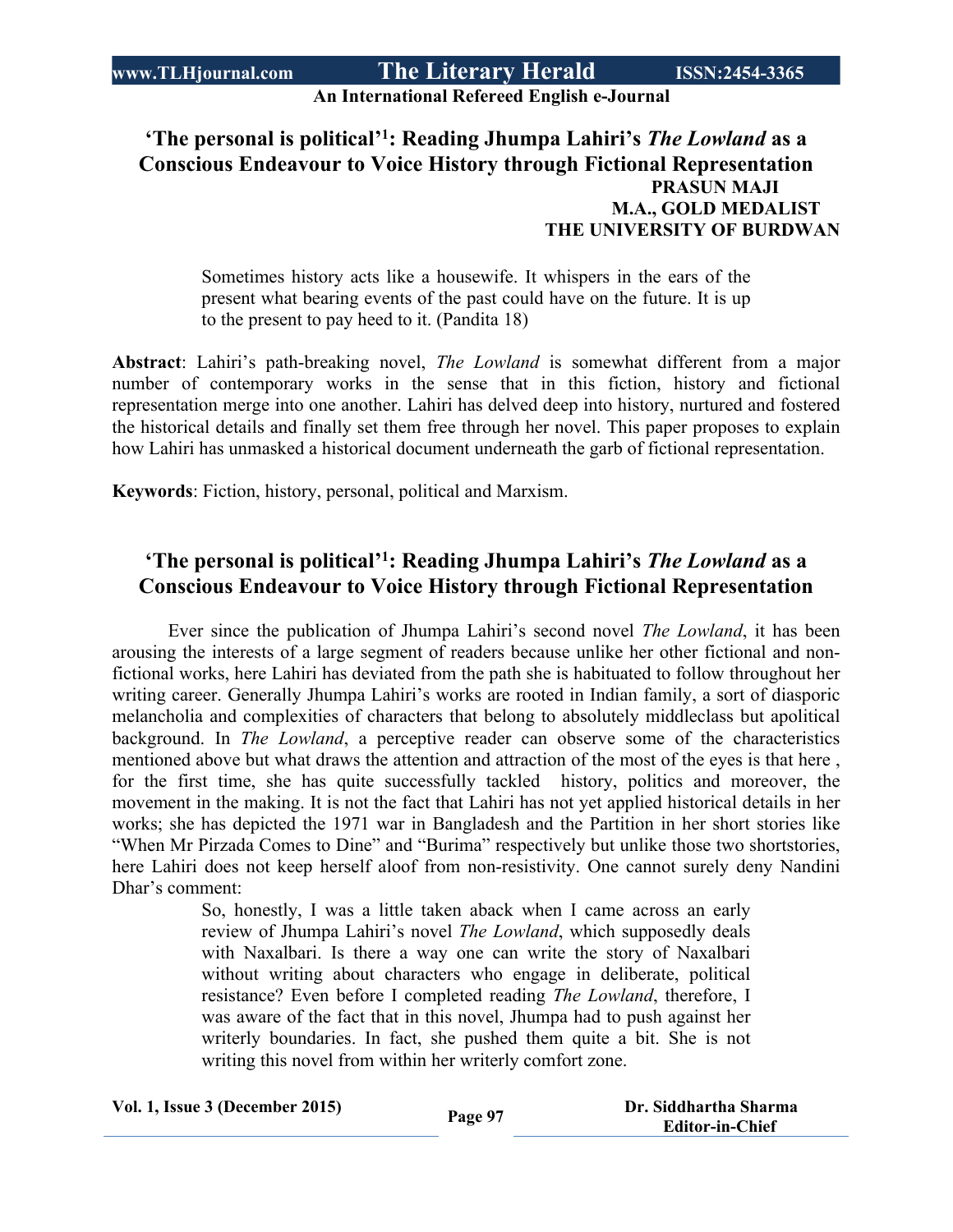# 'The personal is political'[1]: Reading Jhumpa Lahiri's *The Lowland* as a Conscious Endeavour to Voice History through Fictional Representation

**PRASUN MAJI**
**M.A., GOLD MEDALIST**
**THE UNIVERSITY OF BURDWAN**

> Sometimes history acts like a housewife. It whispers in the ears of the present what bearing events of the past could have on the future. It is up to the present to pay heed to it. (Pandita 18)

**Abstract**: Lahiri's path-breaking novel, *The Lowland* is somewhat different from a major number of contemporary works in the sense that in this fiction, history and fictional representation merge into one another. Lahiri has delved deep into history, nurtured and fostered the historical details and finally set them free through her novel. This paper proposes to explain how Lahiri has unmasked a historical document underneath the garb of fictional representation.

**Keywords**: Fiction, history, personal, political and Marxism.

## 'The personal is political'[1]: Reading Jhumpa Lahiri's *The Lowland* as a Conscious Endeavour to Voice History through Fictional Representation

Ever since the publication of Jhumpa Lahiri's second novel *The Lowland*, it has been arousing the interests of a large segment of readers because unlike her other fictional and non-fictional works, here Lahiri has deviated from the path she is habituated to follow throughout her writing career. Generally Jhumpa Lahiri's works are rooted in Indian family, a sort of diasporic melancholia and complexities of characters that belong to absolutely middleclass but apolitical background. In *The Lowland*, a perceptive reader can observe some of the characteristics mentioned above but what draws the attention and attraction of the most of the eyes is that here , for the first time, she has quite successfully tackled history, politics and moreover, the movement in the making. It is not the fact that Lahiri has not yet applied historical details in her works; she has depicted the 1971 war in Bangladesh and the Partition in her short stories like "When Mr Pirzada Comes to Dine" and "Burima" respectively but unlike those two shortstories, here Lahiri does not keep herself aloof from non-resistivity. One cannot surely deny Nandini Dhar's comment:

> So, honestly, I was a little taken aback when I came across an early review of Jhumpa Lahiri's novel *The Lowland*, which supposedly deals with Naxalbari. Is there a way one can write the story of Naxalbari without writing about characters who engage in deliberate, political resistance? Even before I completed reading *The Lowland*, therefore, I was aware of the fact that in this novel, Jhumpa had to push against her writerly boundaries. In fact, she pushed them quite a bit. She is not writing this novel from within her writerly comfort zone.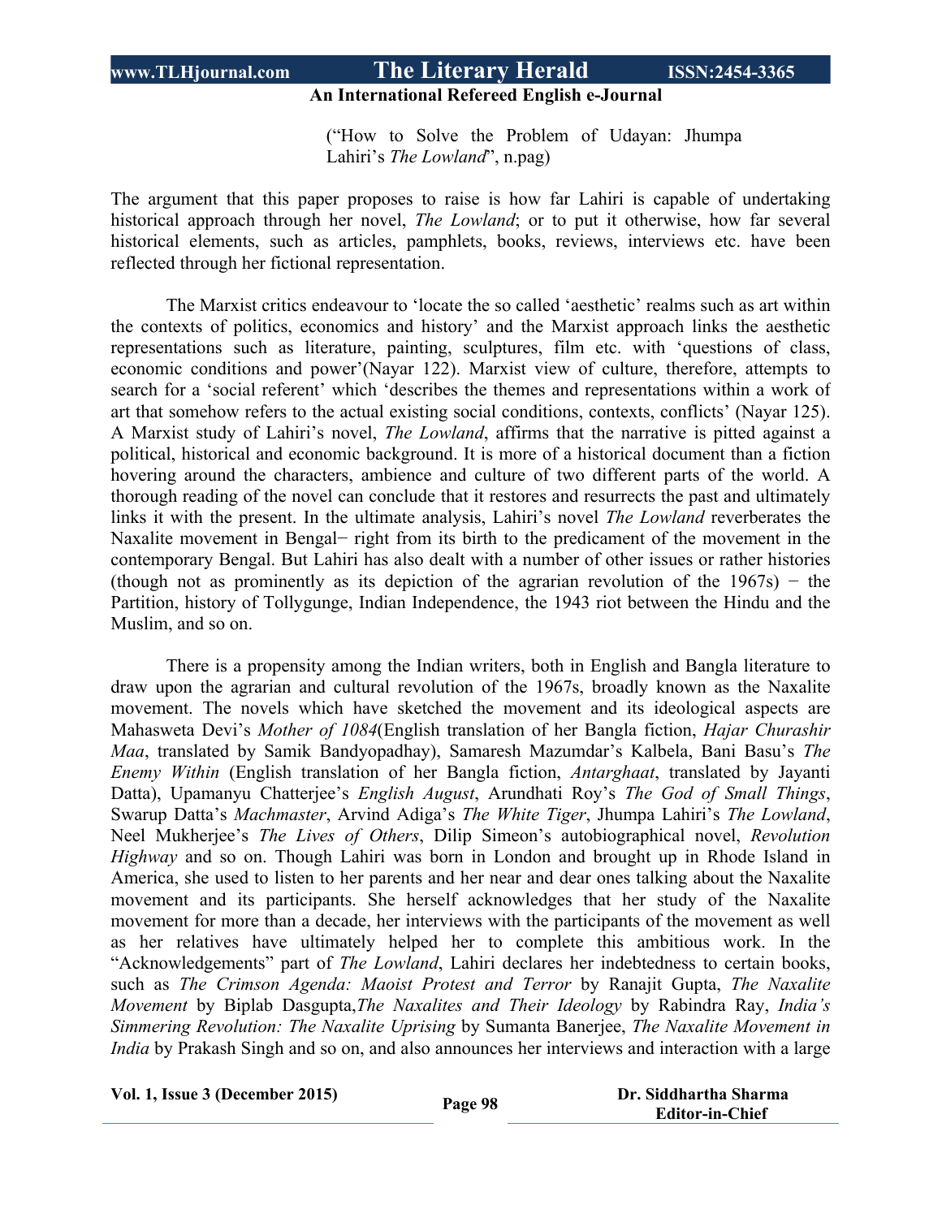("How to Solve the Problem of Udayan: Jhumpa Lahiri's *The Lowland*", n.pag)

The argument that this paper proposes to raise is how far Lahiri is capable of undertaking historical approach through her novel, *The Lowland*; or to put it otherwise, how far several historical elements, such as articles, pamphlets, books, reviews, interviews etc. have been reflected through her fictional representation.

The Marxist critics endeavour to 'locate the so called 'aesthetic' realms such as art within the contexts of politics, economics and history' and the Marxist approach links the aesthetic representations such as literature, painting, sculptures, film etc. with 'questions of class, economic conditions and power'(Nayar 122). Marxist view of culture, therefore, attempts to search for a 'social referent' which 'describes the themes and representations within a work of art that somehow refers to the actual existing social conditions, contexts, conflicts' (Nayar 125). A Marxist study of Lahiri's novel, *The Lowland*, affirms that the narrative is pitted against a political, historical and economic background. It is more of a historical document than a fiction hovering around the characters, ambience and culture of two different parts of the world. A thorough reading of the novel can conclude that it restores and resurrects the past and ultimately links it with the present. In the ultimate analysis, Lahiri's novel *The Lowland* reverberates the Naxalite movement in Bengal− right from its birth to the predicament of the movement in the contemporary Bengal. But Lahiri has also dealt with a number of other issues or rather histories (though not as prominently as its depiction of the agrarian revolution of the 1967s) − the Partition, history of Tollygunge, Indian Independence, the 1943 riot between the Hindu and the Muslim, and so on.

There is a propensity among the Indian writers, both in English and Bangla literature to draw upon the agrarian and cultural revolution of the 1967s, broadly known as the Naxalite movement. The novels which have sketched the movement and its ideological aspects are Mahasweta Devi's *Mother of 1084*(English translation of her Bangla fiction, *Hajar Churashir Maa*, translated by Samik Bandyopadhay), Samaresh Mazumdar's Kalbela, Bani Basu's *The Enemy Within* (English translation of her Bangla fiction, *Antarghaat*, translated by Jayanti Datta), Upamanyu Chatterjee's *English August*, Arundhati Roy's *The God of Small Things*, Swarup Datta's *Machmaster*, Arvind Adiga's *The White Tiger*, Jhumpa Lahiri's *The Lowland*, Neel Mukherjee's *The Lives of Others*, Dilip Simeon's autobiographical novel, *Revolution Highway* and so on. Though Lahiri was born in London and brought up in Rhode Island in America, she used to listen to her parents and her near and dear ones talking about the Naxalite movement and its participants. She herself acknowledges that her study of the Naxalite movement for more than a decade, her interviews with the participants of the movement as well as her relatives have ultimately helped her to complete this ambitious work. In the "Acknowledgements" part of *The Lowland*, Lahiri declares her indebtedness to certain books, such as *The Crimson Agenda: Maoist Protest and Terror* by Ranajit Gupta, *The Naxalite Movement* by Biplab Dasgupta,*The Naxalites and Their Ideology* by Rabindra Ray, *India's Simmering Revolution: The Naxalite Uprising* by Sumanta Banerjee, *The Naxalite Movement in India* by Prakash Singh and so on, and also announces her interviews and interaction with a large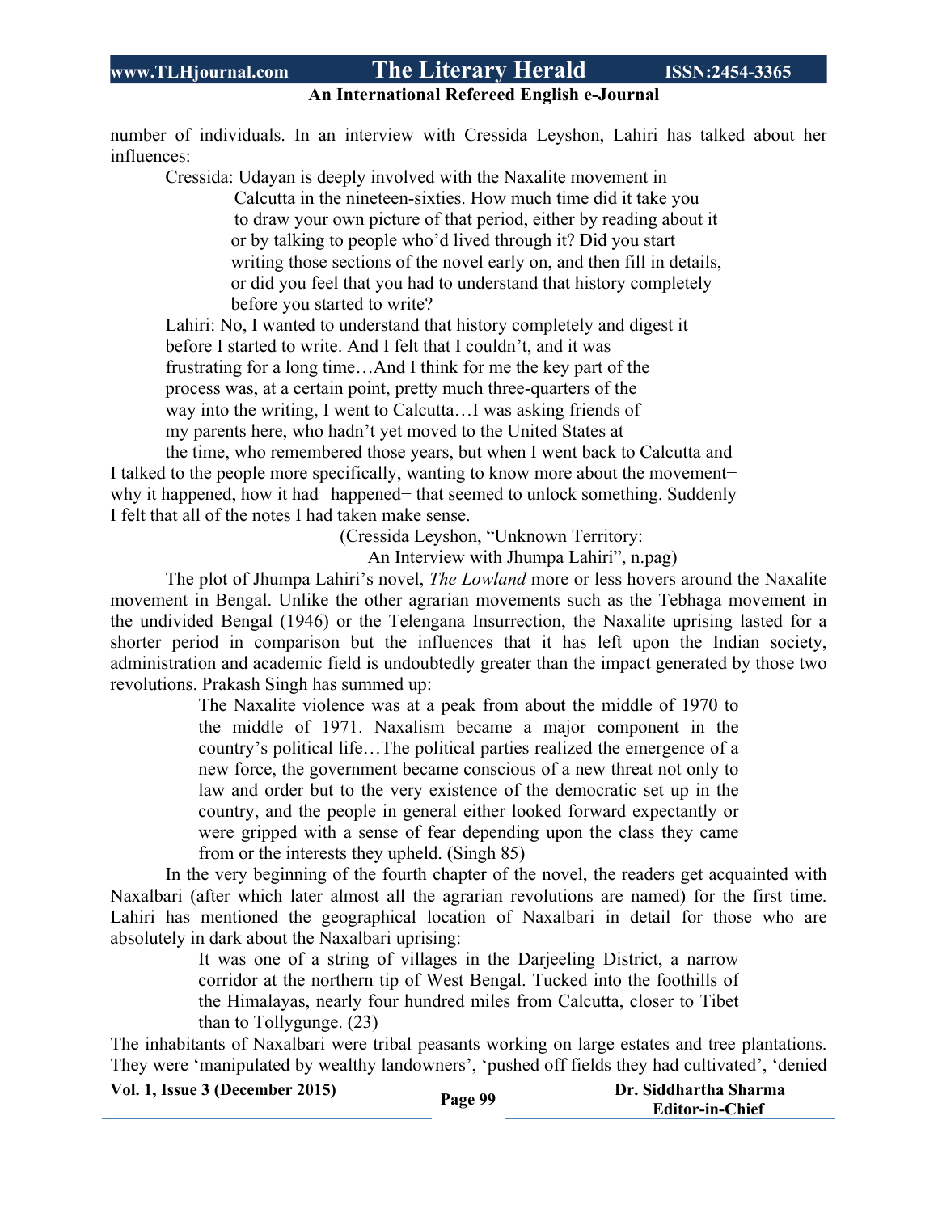number of individuals. In an interview with Cressida Leyshon, Lahiri has talked about her influences:

> Cressida: Udayan is deeply involved with the Naxalite movement in Calcutta in the nineteen-sixties. How much time did it take you to draw your own picture of that period, either by reading about it or by talking to people who'd lived through it? Did you start writing those sections of the novel early on, and then fill in details, or did you feel that you had to understand that history completely before you started to write?
>
> Lahiri: No, I wanted to understand that history completely and digest it before I started to write. And I felt that I couldn't, and it was frustrating for a long time…And I think for me the key part of the process was, at a certain point, pretty much three-quarters of the way into the writing, I went to Calcutta…I was asking friends of my parents here, who hadn't yet moved to the United States at the time, who remembered those years, but when I went back to Calcutta and I talked to the people more specifically, wanting to know more about the movement− why it happened, how it had happened− that seemed to unlock something. Suddenly I felt that all of the notes I had taken make sense.
>
> (Cressida Leyshon, "Unknown Territory: An Interview with Jhumpa Lahiri", n.pag)

The plot of Jhumpa Lahiri's novel, *The Lowland* more or less hovers around the Naxalite movement in Bengal. Unlike the other agrarian movements such as the Tebhaga movement in the undivided Bengal (1946) or the Telengana Insurrection, the Naxalite uprising lasted for a shorter period in comparison but the influences that it has left upon the Indian society, administration and academic field is undoubtedly greater than the impact generated by those two revolutions. Prakash Singh has summed up:

> The Naxalite violence was at a peak from about the middle of 1970 to the middle of 1971. Naxalism became a major component in the country's political life…The political parties realized the emergence of a new force, the government became conscious of a new threat not only to law and order but to the very existence of the democratic set up in the country, and the people in general either looked forward expectantly or were gripped with a sense of fear depending upon the class they came from or the interests they upheld. (Singh 85)

In the very beginning of the fourth chapter of the novel, the readers get acquainted with Naxalbari (after which later almost all the agrarian revolutions are named) for the first time. Lahiri has mentioned the geographical location of Naxalbari in detail for those who are absolutely in dark about the Naxalbari uprising:

> It was one of a string of villages in the Darjeeling District, a narrow corridor at the northern tip of West Bengal. Tucked into the foothills of the Himalayas, nearly four hundred miles from Calcutta, closer to Tibet than to Tollygunge. (23)

The inhabitants of Naxalbari were tribal peasants working on large estates and tree plantations. They were 'manipulated by wealthy landowners', 'pushed off fields they had cultivated', 'denied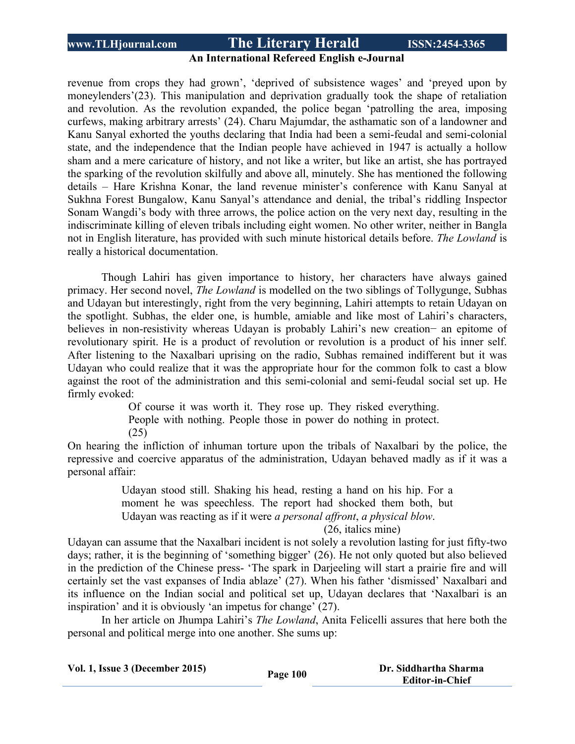revenue from crops they had grown', 'deprived of subsistence wages' and 'preyed upon by moneylenders'(23). This manipulation and deprivation gradually took the shape of retaliation and revolution. As the revolution expanded, the police began 'patrolling the area, imposing curfews, making arbitrary arrests' (24). Charu Majumdar, the asthamatic son of a landowner and Kanu Sanyal exhorted the youths declaring that India had been a semi-feudal and semi-colonial state, and the independence that the Indian people have achieved in 1947 is actually a hollow sham and a mere caricature of history, and not like a writer, but like an artist, she has portrayed the sparking of the revolution skilfully and above all, minutely. She has mentioned the following details – Hare Krishna Konar, the land revenue minister's conference with Kanu Sanyal at Sukhna Forest Bungalow, Kanu Sanyal's attendance and denial, the tribal's riddling Inspector Sonam Wangdi's body with three arrows, the police action on the very next day, resulting in the indiscriminate killing of eleven tribals including eight women. No other writer, neither in Bangla not in English literature, has provided with such minute historical details before. *The Lowland* is really a historical documentation.

Though Lahiri has given importance to history, her characters have always gained primacy. Her second novel, *The Lowland* is modelled on the two siblings of Tollygunge, Subhas and Udayan but interestingly, right from the very beginning, Lahiri attempts to retain Udayan on the spotlight. Subhas, the elder one, is humble, amiable and like most of Lahiri's characters, believes in non-resistivity whereas Udayan is probably Lahiri's new creation− an epitome of revolutionary spirit. He is a product of revolution or revolution is a product of his inner self. After listening to the Naxalbari uprising on the radio, Subhas remained indifferent but it was Udayan who could realize that it was the appropriate hour for the common folk to cast a blow against the root of the administration and this semi-colonial and semi-feudal social set up. He firmly evoked:

> Of course it was worth it. They rose up. They risked everything. People with nothing. People those in power do nothing in protect. (25)

On hearing the infliction of inhuman torture upon the tribals of Naxalbari by the police, the repressive and coercive apparatus of the administration, Udayan behaved madly as if it was a personal affair:

> Udayan stood still. Shaking his head, resting a hand on his hip. For a moment he was speechless. The report had shocked them both, but Udayan was reacting as if it were *a personal affront*, *a physical blow*.
>
> (26, italics mine)

Udayan can assume that the Naxalbari incident is not solely a revolution lasting for just fifty-two days; rather, it is the beginning of 'something bigger' (26). He not only quoted but also believed in the prediction of the Chinese press- 'The spark in Darjeeling will start a prairie fire and will certainly set the vast expanses of India ablaze' (27). When his father 'dismissed' Naxalbari and its influence on the Indian social and political set up, Udayan declares that 'Naxalbari is an inspiration' and it is obviously 'an impetus for change' (27).

In her article on Jhumpa Lahiri's *The Lowland*, Anita Felicelli assures that here both the personal and political merge into one another. She sums up: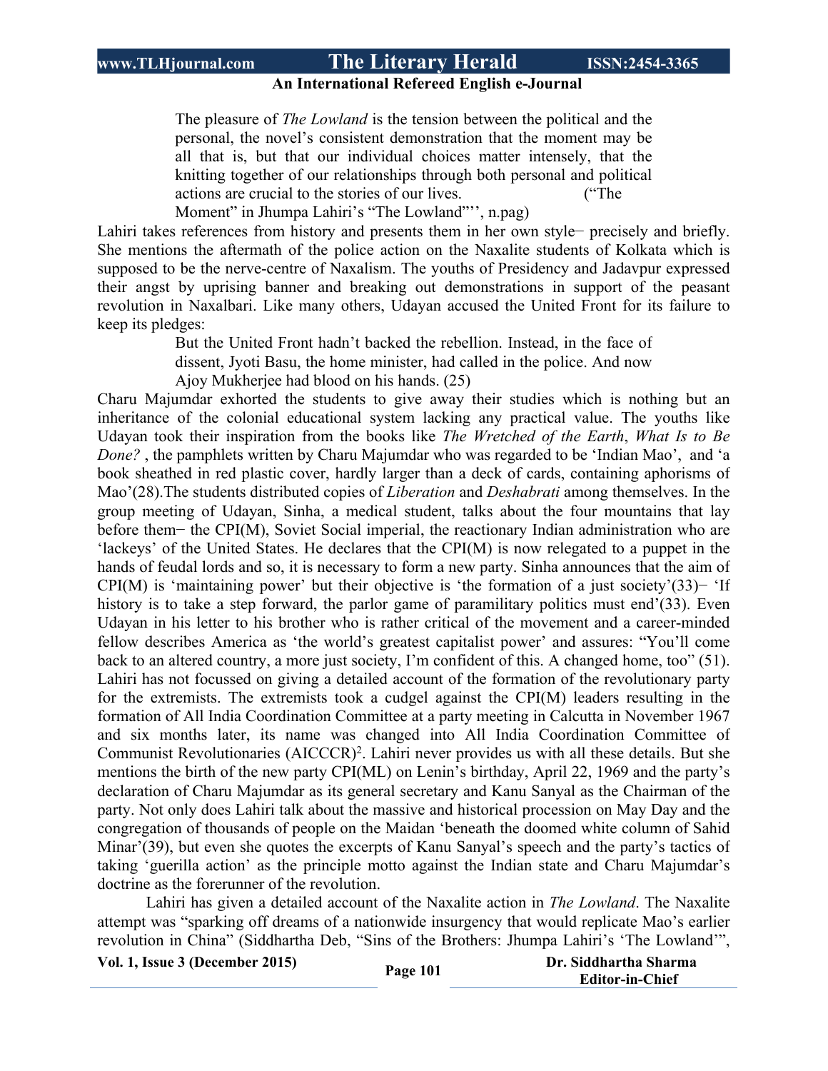> The pleasure of *The Lowland* is the tension between the political and the personal, the novel's consistent demonstration that the moment may be all that is, but that our individual choices matter intensely, that the knitting together of our relationships through both personal and political actions are crucial to the stories of our lives. ("The Moment" in Jhumpa Lahiri's "The Lowland"'', n.pag)

Lahiri takes references from history and presents them in her own style− precisely and briefly. She mentions the aftermath of the police action on the Naxalite students of Kolkata which is supposed to be the nerve-centre of Naxalism. The youths of Presidency and Jadavpur expressed their angst by uprising banner and breaking out demonstrations in support of the peasant revolution in Naxalbari. Like many others, Udayan accused the United Front for its failure to keep its pledges:

> But the United Front hadn't backed the rebellion. Instead, in the face of dissent, Jyoti Basu, the home minister, had called in the police. And now Ajoy Mukherjee had blood on his hands. (25)

Charu Majumdar exhorted the students to give away their studies which is nothing but an inheritance of the colonial educational system lacking any practical value. The youths like Udayan took their inspiration from the books like *The Wretched of the Earth*, *What Is to Be Done?* , the pamphlets written by Charu Majumdar who was regarded to be 'Indian Mao', and 'a book sheathed in red plastic cover, hardly larger than a deck of cards, containing aphorisms of Mao'(28).The students distributed copies of *Liberation* and *Deshabrati* among themselves. In the group meeting of Udayan, Sinha, a medical student, talks about the four mountains that lay before them− the CPI(M), Soviet Social imperial, the reactionary Indian administration who are 'lackeys' of the United States. He declares that the CPI(M) is now relegated to a puppet in the hands of feudal lords and so, it is necessary to form a new party. Sinha announces that the aim of CPI(M) is 'maintaining power' but their objective is 'the formation of a just society'(33)− 'If history is to take a step forward, the parlor game of paramilitary politics must end'(33). Even Udayan in his letter to his brother who is rather critical of the movement and a career-minded fellow describes America as 'the world's greatest capitalist power' and assures: "You'll come back to an altered country, a more just society, I'm confident of this. A changed home, too" (51). Lahiri has not focussed on giving a detailed account of the formation of the revolutionary party for the extremists. The extremists took a cudgel against the CPI(M) leaders resulting in the formation of All India Coordination Committee at a party meeting in Calcutta in November 1967 and six months later, its name was changed into All India Coordination Committee of Communist Revolutionaries (AICCCR)[2]. Lahiri never provides us with all these details. But she mentions the birth of the new party CPI(ML) on Lenin's birthday, April 22, 1969 and the party's declaration of Charu Majumdar as its general secretary and Kanu Sanyal as the Chairman of the party. Not only does Lahiri talk about the massive and historical procession on May Day and the congregation of thousands of people on the Maidan 'beneath the doomed white column of Sahid Minar'(39), but even she quotes the excerpts of Kanu Sanyal's speech and the party's tactics of taking 'guerilla action' as the principle motto against the Indian state and Charu Majumdar's doctrine as the forerunner of the revolution.

Lahiri has given a detailed account of the Naxalite action in *The Lowland*. The Naxalite attempt was "sparking off dreams of a nationwide insurgency that would replicate Mao's earlier revolution in China" (Siddhartha Deb, "Sins of the Brothers: Jhumpa Lahiri's 'The Lowland'",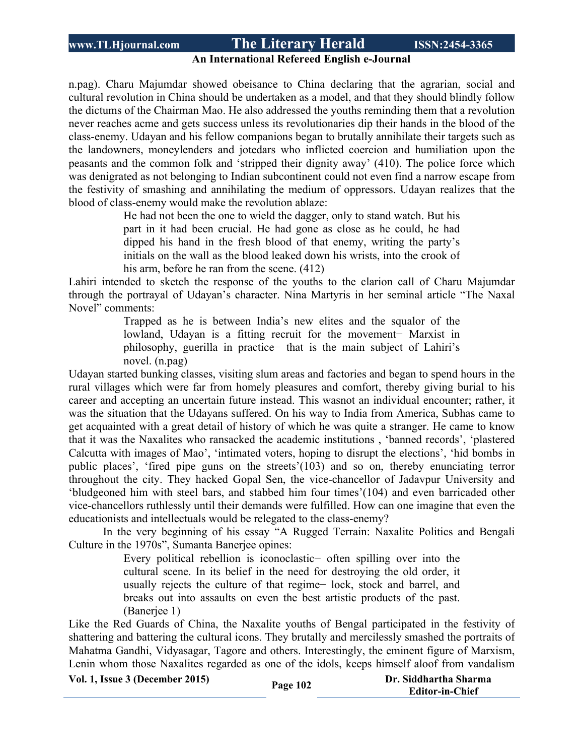n.pag). Charu Majumdar showed obeisance to China declaring that the agrarian, social and cultural revolution in China should be undertaken as a model, and that they should blindly follow the dictums of the Chairman Mao. He also addressed the youths reminding them that a revolution never reaches acme and gets success unless its revolutionaries dip their hands in the blood of the class-enemy. Udayan and his fellow companions began to brutally annihilate their targets such as the landowners, moneylenders and jotedars who inflicted coercion and humiliation upon the peasants and the common folk and 'stripped their dignity away' (410). The police force which was denigrated as not belonging to Indian subcontinent could not even find a narrow escape from the festivity of smashing and annihilating the medium of oppressors. Udayan realizes that the blood of class-enemy would make the revolution ablaze:

> He had not been the one to wield the dagger, only to stand watch. But his part in it had been crucial. He had gone as close as he could, he had dipped his hand in the fresh blood of that enemy, writing the party's initials on the wall as the blood leaked down his wrists, into the crook of his arm, before he ran from the scene. (412)

Lahiri intended to sketch the response of the youths to the clarion call of Charu Majumdar through the portrayal of Udayan's character. Nina Martyris in her seminal article "The Naxal Novel" comments:

> Trapped as he is between India's new elites and the squalor of the lowland, Udayan is a fitting recruit for the movement− Marxist in philosophy, guerilla in practice− that is the main subject of Lahiri's novel. (n.pag)

Udayan started bunking classes, visiting slum areas and factories and began to spend hours in the rural villages which were far from homely pleasures and comfort, thereby giving burial to his career and accepting an uncertain future instead. This wasnot an individual encounter; rather, it was the situation that the Udayans suffered. On his way to India from America, Subhas came to get acquainted with a great detail of history of which he was quite a stranger. He came to know that it was the Naxalites who ransacked the academic institutions , 'banned records', 'plastered Calcutta with images of Mao', 'intimated voters, hoping to disrupt the elections', 'hid bombs in public places', 'fired pipe guns on the streets'(103) and so on, thereby enunciating terror throughout the city. They hacked Gopal Sen, the vice-chancellor of Jadavpur University and 'bludgeoned him with steel bars, and stabbed him four times'(104) and even barricaded other vice-chancellors ruthlessly until their demands were fulfilled. How can one imagine that even the educationists and intellectuals would be relegated to the class-enemy?

In the very beginning of his essay "A Rugged Terrain: Naxalite Politics and Bengali Culture in the 1970s", Sumanta Banerjee opines:

> Every political rebellion is iconoclastic− often spilling over into the cultural scene. In its belief in the need for destroying the old order, it usually rejects the culture of that regime− lock, stock and barrel, and breaks out into assaults on even the best artistic products of the past. (Banerjee 1)

Like the Red Guards of China, the Naxalite youths of Bengal participated in the festivity of shattering and battering the cultural icons. They brutally and mercilessly smashed the portraits of Mahatma Gandhi, Vidyasagar, Tagore and others. Interestingly, the eminent figure of Marxism, Lenin whom those Naxalites regarded as one of the idols, keeps himself aloof from vandalism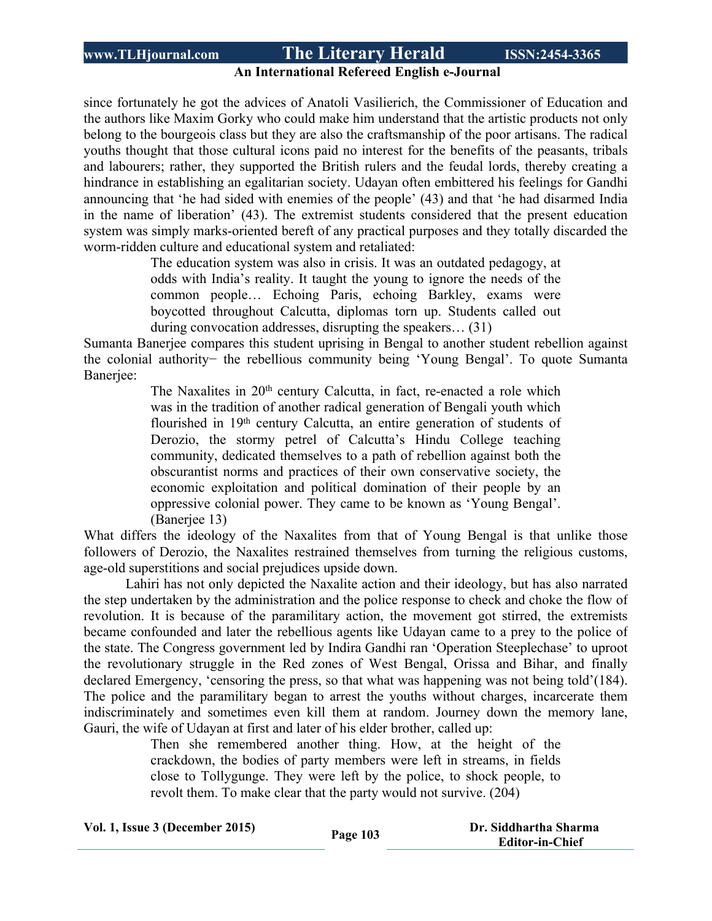since fortunately he got the advices of Anatoli Vasilierich, the Commissioner of Education and the authors like Maxim Gorky who could make him understand that the artistic products not only belong to the bourgeois class but they are also the craftsmanship of the poor artisans. The radical youths thought that those cultural icons paid no interest for the benefits of the peasants, tribals and labourers; rather, they supported the British rulers and the feudal lords, thereby creating a hindrance in establishing an egalitarian society. Udayan often embittered his feelings for Gandhi announcing that 'he had sided with enemies of the people' (43) and that 'he had disarmed India in the name of liberation' (43). The extremist students considered that the present education system was simply marks-oriented bereft of any practical purposes and they totally discarded the worm-ridden culture and educational system and retaliated:

> The education system was also in crisis. It was an outdated pedagogy, at odds with India's reality. It taught the young to ignore the needs of the common people… Echoing Paris, echoing Barkley, exams were boycotted throughout Calcutta, diplomas torn up. Students called out during convocation addresses, disrupting the speakers… (31)

Sumanta Banerjee compares this student uprising in Bengal to another student rebellion against the colonial authority− the rebellious community being 'Young Bengal'. To quote Sumanta Banerjee:

> The Naxalites in 20th century Calcutta, in fact, re-enacted a role which was in the tradition of another radical generation of Bengali youth which flourished in 19th century Calcutta, an entire generation of students of Derozio, the stormy petrel of Calcutta's Hindu College teaching community, dedicated themselves to a path of rebellion against both the obscurantist norms and practices of their own conservative society, the economic exploitation and political domination of their people by an oppressive colonial power. They came to be known as 'Young Bengal'. (Banerjee 13)

What differs the ideology of the Naxalites from that of Young Bengal is that unlike those followers of Derozio, the Naxalites restrained themselves from turning the religious customs, age-old superstitions and social prejudices upside down.

Lahiri has not only depicted the Naxalite action and their ideology, but has also narrated the step undertaken by the administration and the police response to check and choke the flow of revolution. It is because of the paramilitary action, the movement got stirred, the extremists became confounded and later the rebellious agents like Udayan came to a prey to the police of the state. The Congress government led by Indira Gandhi ran 'Operation Steeplechase' to uproot the revolutionary struggle in the Red zones of West Bengal, Orissa and Bihar, and finally declared Emergency, 'censoring the press, so that what was happening was not being told'(184). The police and the paramilitary began to arrest the youths without charges, incarcerate them indiscriminately and sometimes even kill them at random. Journey down the memory lane, Gauri, the wife of Udayan at first and later of his elder brother, called up:

> Then she remembered another thing. How, at the height of the crackdown, the bodies of party members were left in streams, in fields close to Tollygunge. They were left by the police, to shock people, to revolt them. To make clear that the party would not survive. (204)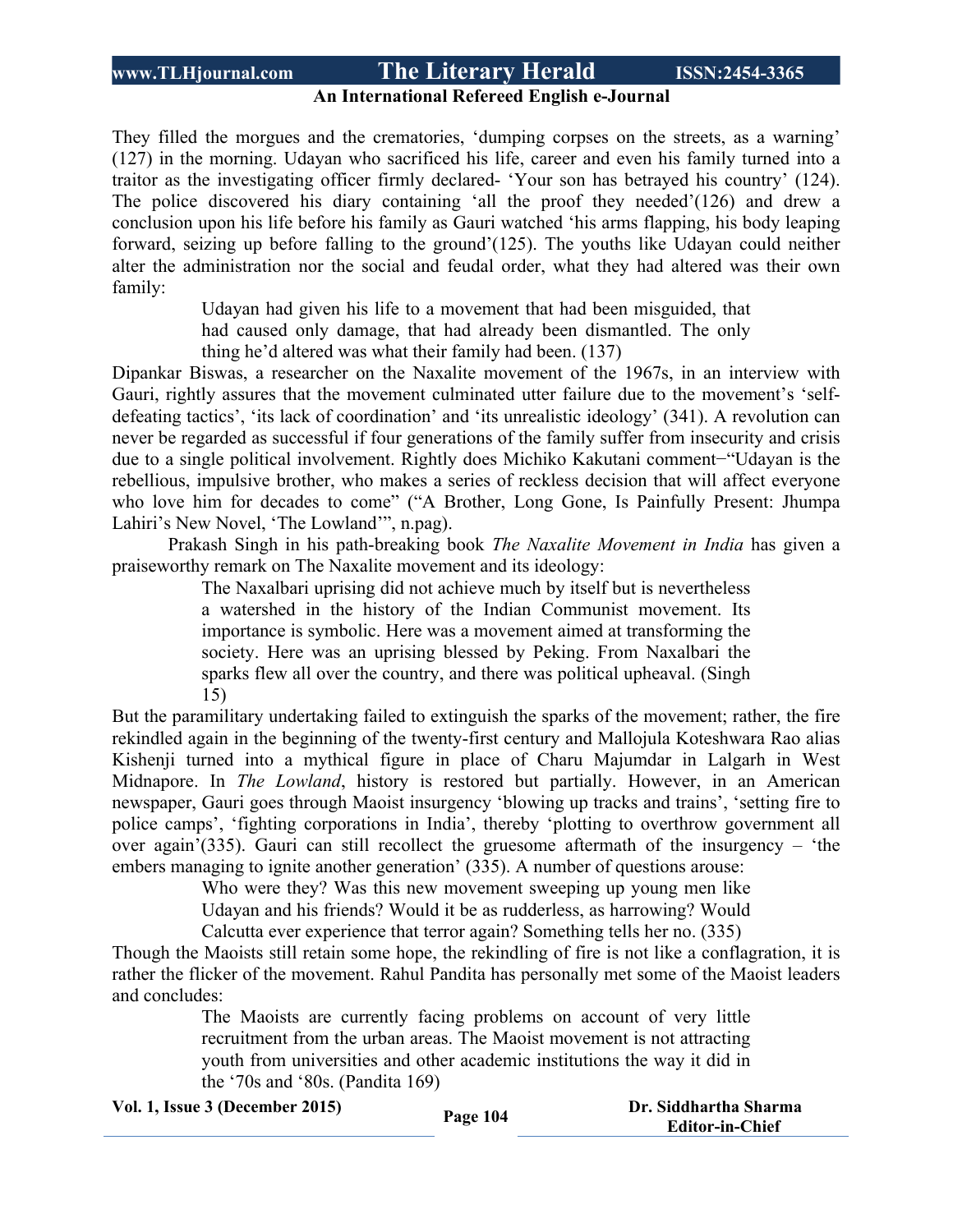They filled the morgues and the crematories, 'dumping corpses on the streets, as a warning' (127) in the morning. Udayan who sacrificed his life, career and even his family turned into a traitor as the investigating officer firmly declared- 'Your son has betrayed his country' (124). The police discovered his diary containing 'all the proof they needed'(126) and drew a conclusion upon his life before his family as Gauri watched 'his arms flapping, his body leaping forward, seizing up before falling to the ground'(125). The youths like Udayan could neither alter the administration nor the social and feudal order, what they had altered was their own family:

> Udayan had given his life to a movement that had been misguided, that had caused only damage, that had already been dismantled. The only thing he'd altered was what their family had been. (137)

Dipankar Biswas, a researcher on the Naxalite movement of the 1967s, in an interview with Gauri, rightly assures that the movement culminated utter failure due to the movement's 'self-defeating tactics', 'its lack of coordination' and 'its unrealistic ideology' (341). A revolution can never be regarded as successful if four generations of the family suffer from insecurity and crisis due to a single political involvement. Rightly does Michiko Kakutani comment–"Udayan is the rebellious, impulsive brother, who makes a series of reckless decision that will affect everyone who love him for decades to come" ("A Brother, Long Gone, Is Painfully Present: Jhumpa Lahiri's New Novel, 'The Lowland'", n.pag).

Prakash Singh in his path-breaking book *The Naxalite Movement in India* has given a praiseworthy remark on The Naxalite movement and its ideology:

> The Naxalbari uprising did not achieve much by itself but is nevertheless a watershed in the history of the Indian Communist movement. Its importance is symbolic. Here was a movement aimed at transforming the society. Here was an uprising blessed by Peking. From Naxalbari the sparks flew all over the country, and there was political upheaval. (Singh 15)

But the paramilitary undertaking failed to extinguish the sparks of the movement; rather, the fire rekindled again in the beginning of the twenty-first century and Mallojula Koteshwara Rao alias Kishenji turned into a mythical figure in place of Charu Majumdar in Lalgarh in West Midnapore. In *The Lowland*, history is restored but partially. However, in an American newspaper, Gauri goes through Maoist insurgency 'blowing up tracks and trains', 'setting fire to police camps', 'fighting corporations in India', thereby 'plotting to overthrow government all over again'(335). Gauri can still recollect the gruesome aftermath of the insurgency – 'the embers managing to ignite another generation' (335). A number of questions arouse:

> Who were they? Was this new movement sweeping up young men like Udayan and his friends? Would it be as rudderless, as harrowing? Would Calcutta ever experience that terror again? Something tells her no. (335)

Though the Maoists still retain some hope, the rekindling of fire is not like a conflagration, it is rather the flicker of the movement. Rahul Pandita has personally met some of the Maoist leaders and concludes:

> The Maoists are currently facing problems on account of very little recruitment from the urban areas. The Maoist movement is not attracting youth from universities and other academic institutions the way it did in the '70s and '80s. (Pandita 169)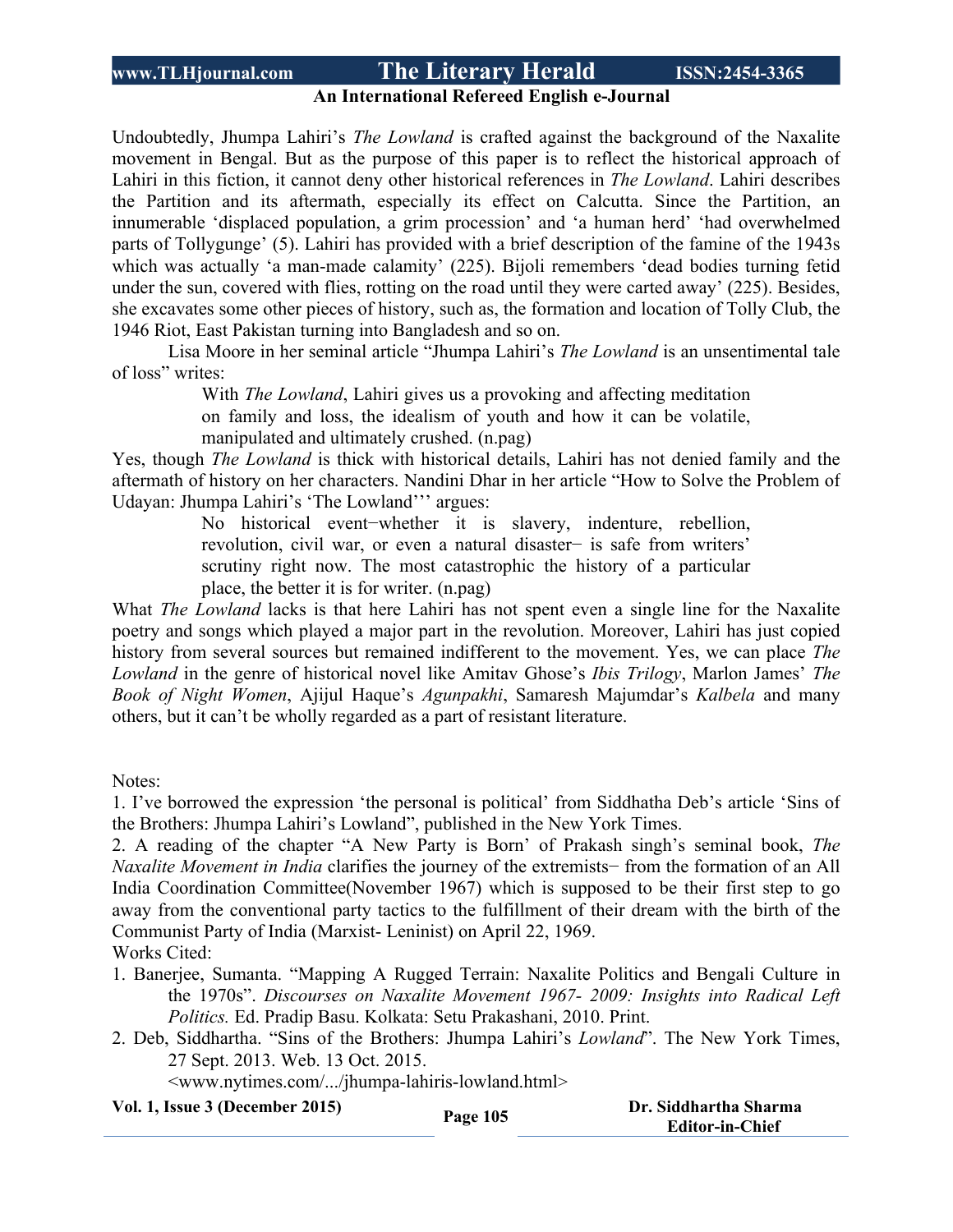Undoubtedly, Jhumpa Lahiri's *The Lowland* is crafted against the background of the Naxalite movement in Bengal. But as the purpose of this paper is to reflect the historical approach of Lahiri in this fiction, it cannot deny other historical references in *The Lowland*. Lahiri describes the Partition and its aftermath, especially its effect on Calcutta. Since the Partition, an innumerable 'displaced population, a grim procession' and 'a human herd' 'had overwhelmed parts of Tollygunge' (5). Lahiri has provided with a brief description of the famine of the 1943s which was actually 'a man-made calamity' (225). Bijoli remembers 'dead bodies turning fetid under the sun, covered with flies, rotting on the road until they were carted away' (225). Besides, she excavates some other pieces of history, such as, the formation and location of Tolly Club, the 1946 Riot, East Pakistan turning into Bangladesh and so on.

Lisa Moore in her seminal article "Jhumpa Lahiri's *The Lowland* is an unsentimental tale of loss" writes:

> With *The Lowland*, Lahiri gives us a provoking and affecting meditation on family and loss, the idealism of youth and how it can be volatile, manipulated and ultimately crushed. (n.pag)

Yes, though *The Lowland* is thick with historical details, Lahiri has not denied family and the aftermath of history on her characters. Nandini Dhar in her article "How to Solve the Problem of Udayan: Jhumpa Lahiri's 'The Lowland''' argues:

> No historical event−whether it is slavery, indenture, rebellion, revolution, civil war, or even a natural disaster− is safe from writers' scrutiny right now. The most catastrophic the history of a particular place, the better it is for writer. (n.pag)

What *The Lowland* lacks is that here Lahiri has not spent even a single line for the Naxalite poetry and songs which played a major part in the revolution. Moreover, Lahiri has just copied history from several sources but remained indifferent to the movement. Yes, we can place *The Lowland* in the genre of historical novel like Amitav Ghose's *Ibis Trilogy*, Marlon James' *The Book of Night Women*, Ajijul Haque's *Agunpakhi*, Samaresh Majumdar's *Kalbela* and many others, but it can't be wholly regarded as a part of resistant literature.

Notes:

1. I've borrowed the expression 'the personal is political' from Siddhatha Deb's article 'Sins of the Brothers: Jhumpa Lahiri's Lowland", published in the New York Times.
2. A reading of the chapter "A New Party is Born" of Prakash singh's seminal book, *The Naxalite Movement in India* clarifies the journey of the extremists− from the formation of an All India Coordination Committee(November 1967) which is supposed to be their first step to go away from the conventional party tactics to the fulfillment of their dream with the birth of the Communist Party of India (Marxist- Leninist) on April 22, 1969.

Works Cited:

1. Banerjee, Sumanta. "Mapping A Rugged Terrain: Naxalite Politics and Bengali Culture in the 1970s". *Discourses on Naxalite Movement 1967- 2009: Insights into Radical Left Politics.* Ed. Pradip Basu. Kolkata: Setu Prakashani, 2010. Print.
2. Deb, Siddhartha. "Sins of the Brothers: Jhumpa Lahiri's *Lowland*". The New York Times, 27 Sept. 2013. Web. 13 Oct. 2015.
   <www.nytimes.com/.../jhumpa-lahiris-lowland.html>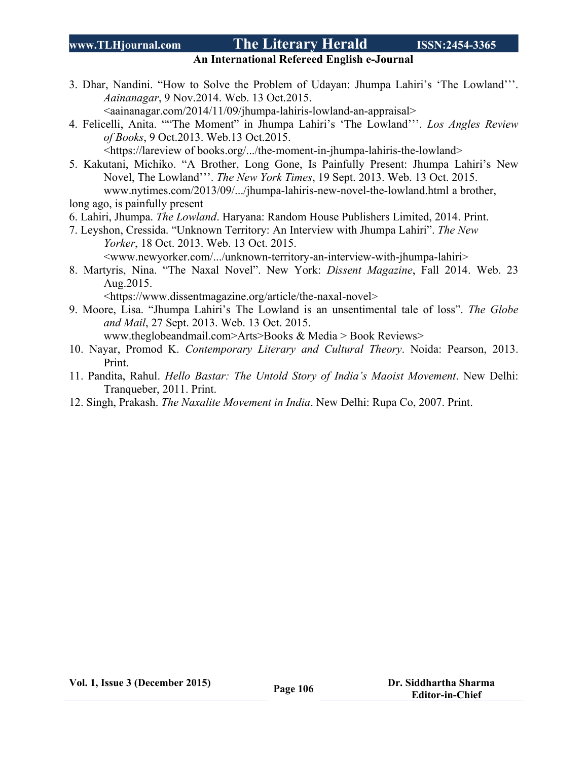3. Dhar, Nandini. "How to Solve the Problem of Udayan: Jhumpa Lahiri's 'The Lowland''. *Aainanagar*, 9 Nov.2014. Web. 13 Oct.2015. <aainanagar.com/2014/11/09/jhumpa-lahiris-lowland-an-appraisal>
4. Felicelli, Anita. ""The Moment" in Jhumpa Lahiri's 'The Lowland''. *Los Angles Review of Books*, 9 Oct.2013. Web.13 Oct.2015. <https://lareview of books.org/.../the-moment-in-jhumpa-lahiris-the-lowland>
5. Kakutani, Michiko. "A Brother, Long Gone, Is Painfully Present: Jhumpa Lahiri's New Novel, The Lowland''. *The New York Times*, 19 Sept. 2013. Web. 13 Oct. 2015. www.nytimes.com/2013/09/.../jhumpa-lahiris-new-novel-the-lowland.html a brother, long ago, is painfully present
6. Lahiri, Jhumpa. *The Lowland*. Haryana: Random House Publishers Limited, 2014. Print.
7. Leyshon, Cressida. "Unknown Territory: An Interview with Jhumpa Lahiri". *The New Yorker*, 18 Oct. 2013. Web. 13 Oct. 2015. <www.newyorker.com/.../unknown-territory-an-interview-with-jhumpa-lahiri>
8. Martyris, Nina. "The Naxal Novel". New York: *Dissent Magazine*, Fall 2014. Web. 23 Aug.2015. <https://www.dissentmagazine.org/article/the-naxal-novel>
9. Moore, Lisa. "Jhumpa Lahiri's The Lowland is an unsentimental tale of loss". *The Globe and Mail*, 27 Sept. 2013. Web. 13 Oct. 2015. www.theglobeandmail.com>Arts>Books & Media > Book Reviews>
10. Nayar, Promod K. *Contemporary Literary and Cultural Theory*. Noida: Pearson, 2013. Print.
11. Pandita, Rahul. *Hello Bastar: The Untold Story of India's Maoist Movement*. New Delhi: Tranquebar, 2011. Print.
12. Singh, Prakash. *The Naxalite Movement in India*. New Delhi: Rupa Co, 2007. Print.